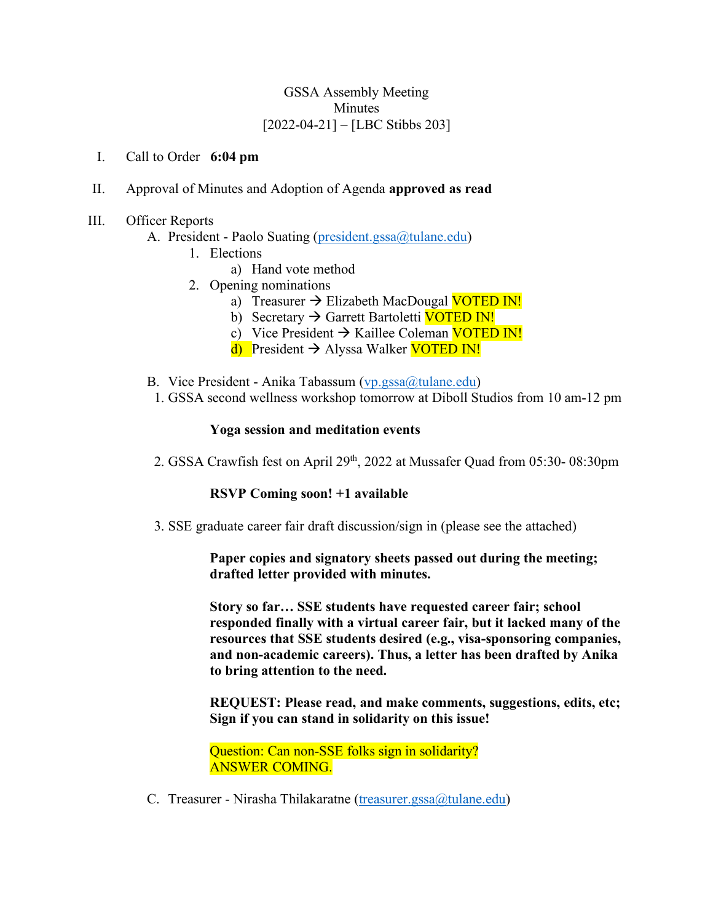GSSA Assembly Meeting
Minutes
[2022-04-21] – [LBC Stibbs 203]

I. Call to Order **6:04 pm**

II. Approval of Minutes and Adoption of Agenda **approved as read**

III. Officer Reports
   A. President - Paolo Suating (president.gssa@tulane.edu)
      1. Elections
         a) Hand vote method
      2. Opening nominations
         a) Treasurer → Elizabeth MacDougal VOTED IN!
         b) Secretary → Garrett Bartoletti VOTED IN!
         c) Vice President → Kaillee Coleman VOTED IN!
         d) President → Alyssa Walker VOTED IN!

   B. Vice President - Anika Tabassum (vp.gssa@tulane.edu)
      1. GSSA second wellness workshop tomorrow at Diboll Studios from 10 am-12 pm

         **Yoga session and meditation events**

      2. GSSA Crawfish fest on April 29th, 2022 at Mussafer Quad from 05:30- 08:30pm

         **RSVP Coming soon! +1 available**

      3. SSE graduate career fair draft discussion/sign in (please see the attached)

         **Paper copies and signatory sheets passed out during the meeting; drafted letter provided with minutes.**

         **Story so far… SSE students have requested career fair; school responded finally with a virtual career fair, but it lacked many of the resources that SSE students desired (e.g., visa-sponsoring companies, and non-academic careers). Thus, a letter has been drafted by Anika to bring attention to the need.**

         **REQUEST: Please read, and make comments, suggestions, edits, etc; Sign if you can stand in solidarity on this issue!**

         Question: Can non-SSE folks sign in solidarity?
         ANSWER COMING.

   C. Treasurer - Nirasha Thilakaratne (treasurer.gssa@tulane.edu)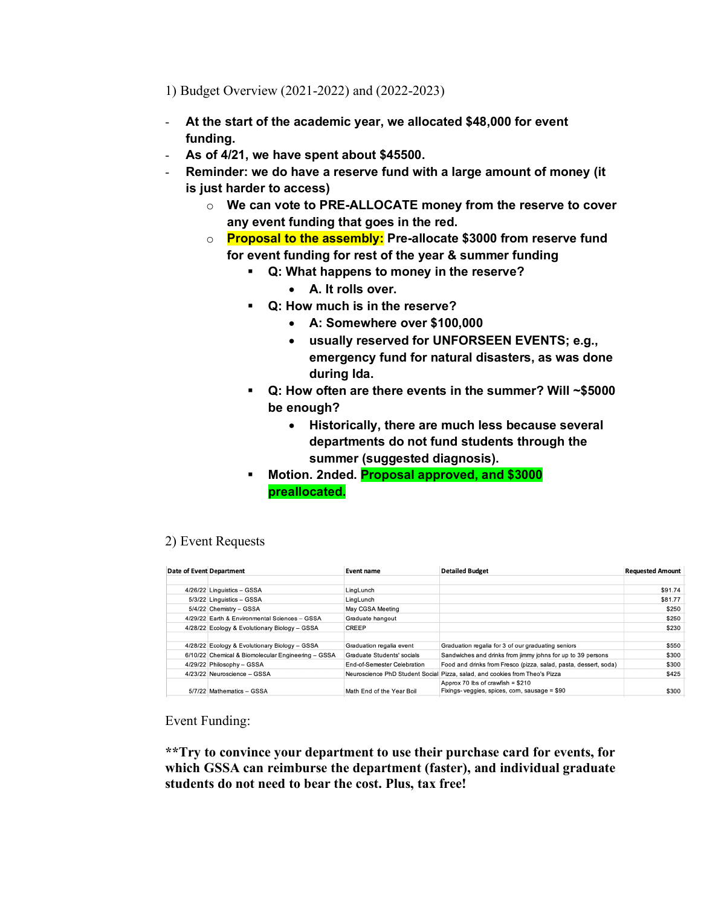1) Budget Overview (2021-2022) and (2022-2023)

- **At the start of the academic year, we allocated $48,000 for event funding.**
- **As of 4/21, we have spent about $45500.**
- **Reminder: we do have a reserve fund with a large amount of money (it is just harder to access)**
    - **We can vote to PRE-ALLOCATE money from the reserve to cover any event funding that goes in the red.**
    - **Proposal to the assembly: Pre-allocate $3000 from reserve fund for event funding for rest of the year & summer funding**
        - **Q: What happens to money in the reserve?**
            - **A. It rolls over.**
        - **Q: How much is in the reserve?**
            - **A: Somewhere over $100,000**
            - **usually reserved for UNFORSEEN EVENTS; e.g., emergency fund for natural disasters, as was done during Ida.**
        - **Q: How often are there events in the summer? Will ~$5000 be enough?**
            - **Historically, there are much less because several departments do not fund students through the summer (suggested diagnosis).**
        - **Motion. 2nded. Proposal approved, and $3000 preallocated.**

2) Event Requests

| Date of Event | Department | Event name | Detailed Budget | Requested Amount |
|---|---|---|---|---|
| | | | | |
| 4/26/22 | Linguistics – GSSA | LingLunch | | $91.74 |
| 5/3/22 | Linguistics – GSSA | LingLunch | | $81.77 |
| 5/4/22 | Chemistry – GSSA | May CGSA Meeting | | $250 |
| 4/29/22 | Earth & Environmental Sciences – GSSA | Graduate hangout | | $250 |
| 4/28/22 | Ecology & Evolutionary Biology – GSSA | CREEP | | $230 |
| | | | | |
| 4/28/22 | Ecology & Evolutionary Biology – GSSA | Graduation regalia event | Graduation regalia for 3 of our graduating seniors | $550 |
| 6/10/22 | Chemical & Biomolecular Engineering – GSSA | Graduate Students' socials | Sandwiches and drinks from jimmy johns for up to 39 persons | $300 |
| 4/29/22 | Philosophy – GSSA | End-of-Semester Celebration | Food and drinks from Fresco (pizza, salad, pasta, dessert, soda) | $300 |
| 4/23/22 | Neuroscience – GSSA | Neuroscience PhD Student Social | Pizza, salad, and cookies from Theo's Pizza | $425 |
| 5/7/22 | Mathematics – GSSA | Math End of the Year Boil | Approx 70 lbs of crawfish = $210<br>Fixings- veggies, spices, corn, sausage = $90 | $300 |

Event Funding:

**\*\*Try to convince your department to use their purchase card for events, for which GSSA can reimburse the department (faster), and individual graduate students do not need to bear the cost. Plus, tax free!**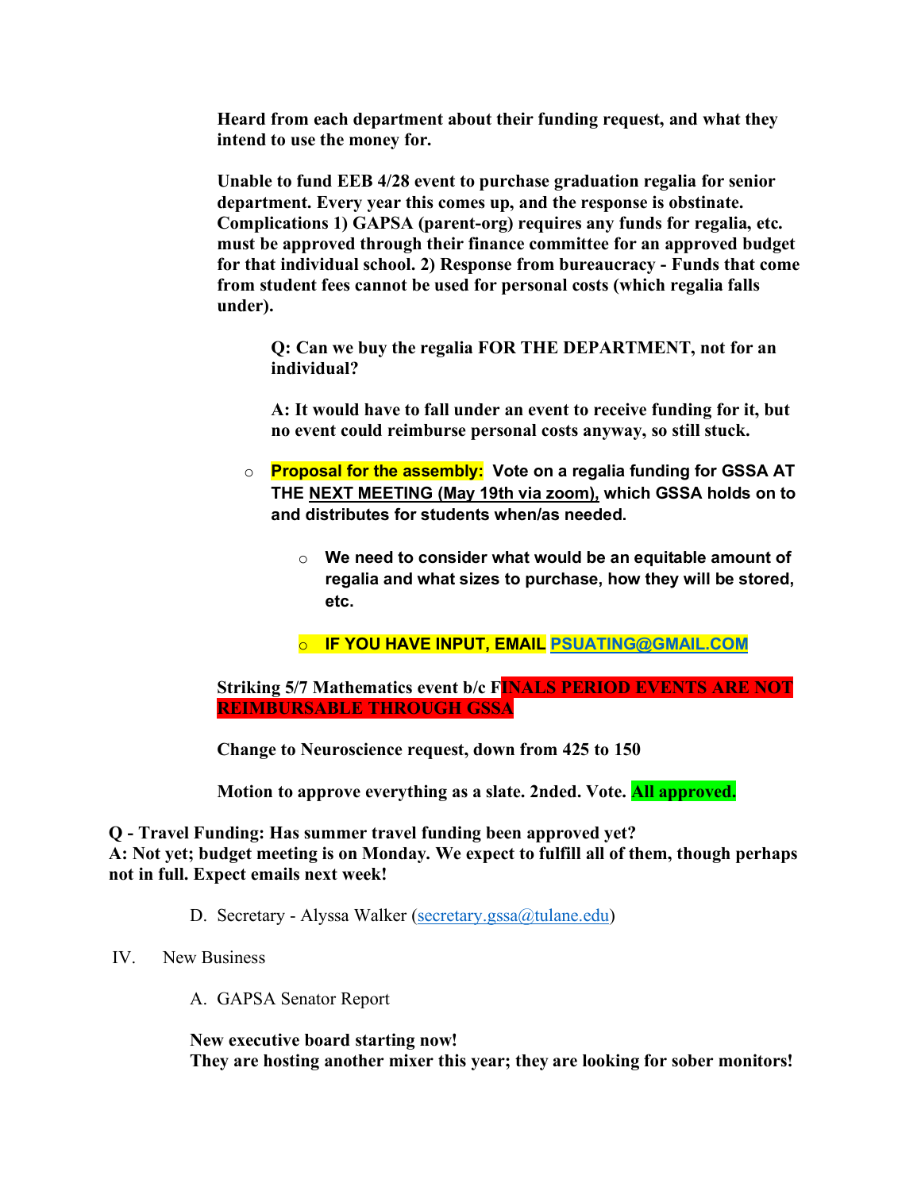**Heard from each department about their funding request, and what they intend to use the money for.**

**Unable to fund EEB 4/28 event to purchase graduation regalia for senior department. Every year this comes up, and the response is obstinate. Complications 1) GAPSA (parent-org) requires any funds for regalia, etc. must be approved through their finance committee for an approved budget for that individual school. 2) Response from bureaucracy - Funds that come from student fees cannot be used for personal costs (which regalia falls under).**

> **Q: Can we buy the regalia FOR THE DEPARTMENT, not for an individual?**
>
> **A: It would have to fall under an event to receive funding for it, but no event could reimburse personal costs anyway, so still stuck.**

- **Proposal for the assembly: Vote on a regalia funding for GSSA AT THE NEXT MEETING (May 19th via zoom), which GSSA holds on to and distributes for students when/as needed.**
  - **We need to consider what would be an equitable amount of regalia and what sizes to purchase, how they will be stored, etc.**
  - **IF YOU HAVE INPUT, EMAIL [PSUATING@GMAIL.COM](mailto:PSUATING@GMAIL.COM)**

**Striking 5/7 Mathematics event b/c FINALS PERIOD EVENTS ARE NOT REIMBURSABLE THROUGH GSSA**

**Change to Neuroscience request, down from 425 to 150**

**Motion to approve everything as a slate. 2nded. Vote. All approved.**

**Q - Travel Funding: Has summer travel funding been approved yet?**
**A: Not yet; budget meeting is on Monday. We expect to fulfill all of them, though perhaps not in full. Expect emails next week!**

D. Secretary - Alyssa Walker (secretary.gssa@tulane.edu)

IV. New Business

A. GAPSA Senator Report

**New executive board starting now!**
**They are hosting another mixer this year; they are looking for sober monitors!**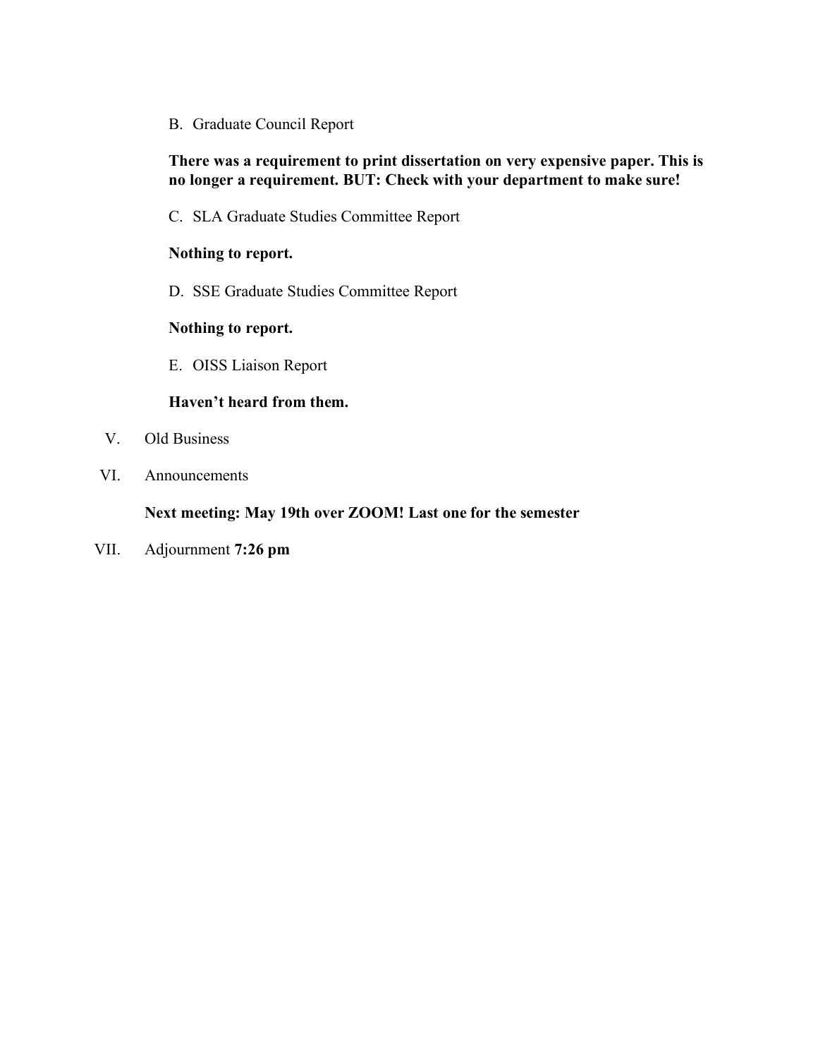B. Graduate Council Report

**There was a requirement to print dissertation on very expensive paper. This is no longer a requirement. BUT: Check with your department to make sure!**

C. SLA Graduate Studies Committee Report

**Nothing to report.**

D. SSE Graduate Studies Committee Report

**Nothing to report.**

E. OISS Liaison Report

**Haven't heard from them.**

V. Old Business

VI. Announcements

**Next meeting: May 19th over ZOOM! Last one for the semester**

VII. Adjournment **7:26 pm**